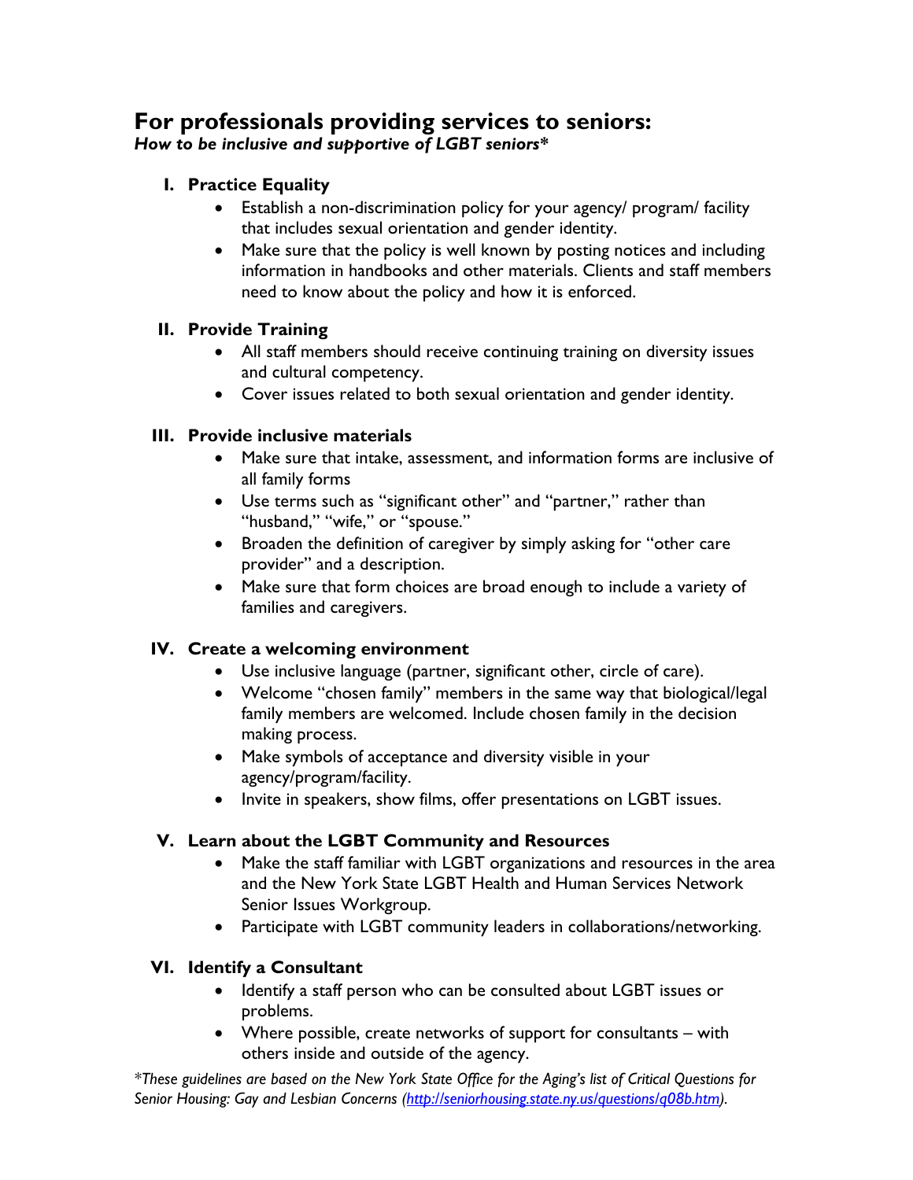# For professionals providing services to seniors:

***How to be inclusive and supportive of LGBT seniors****

## I. Practice Equality

- Establish a non-discrimination policy for your agency/ program/ facility that includes sexual orientation and gender identity.
- Make sure that the policy is well known by posting notices and including information in handbooks and other materials. Clients and staff members need to know about the policy and how it is enforced.

## II. Provide Training

- All staff members should receive continuing training on diversity issues and cultural competency.
- Cover issues related to both sexual orientation and gender identity.

## III. Provide inclusive materials

- Make sure that intake, assessment, and information forms are inclusive of all family forms
- Use terms such as "significant other" and "partner," rather than "husband," "wife," or "spouse."
- Broaden the definition of caregiver by simply asking for "other care provider" and a description.
- Make sure that form choices are broad enough to include a variety of families and caregivers.

## IV. Create a welcoming environment

- Use inclusive language (partner, significant other, circle of care).
- Welcome "chosen family" members in the same way that biological/legal family members are welcomed. Include chosen family in the decision making process.
- Make symbols of acceptance and diversity visible in your agency/program/facility.
- Invite in speakers, show films, offer presentations on LGBT issues.

## V. Learn about the LGBT Community and Resources

- Make the staff familiar with LGBT organizations and resources in the area and the New York State LGBT Health and Human Services Network Senior Issues Workgroup.
- Participate with LGBT community leaders in collaborations/networking.

## VI. Identify a Consultant

- Identify a staff person who can be consulted about LGBT issues or problems.
- Where possible, create networks of support for consultants – with others inside and outside of the agency.

**These guidelines are based on the New York State Office for the Aging's list of Critical Questions for Senior Housing: Gay and Lesbian Concerns ([http://seniorhousing.state.ny.us/questions/q08b.htm](http://seniorhousing.state.ny.us/questions/q08b.htm)).*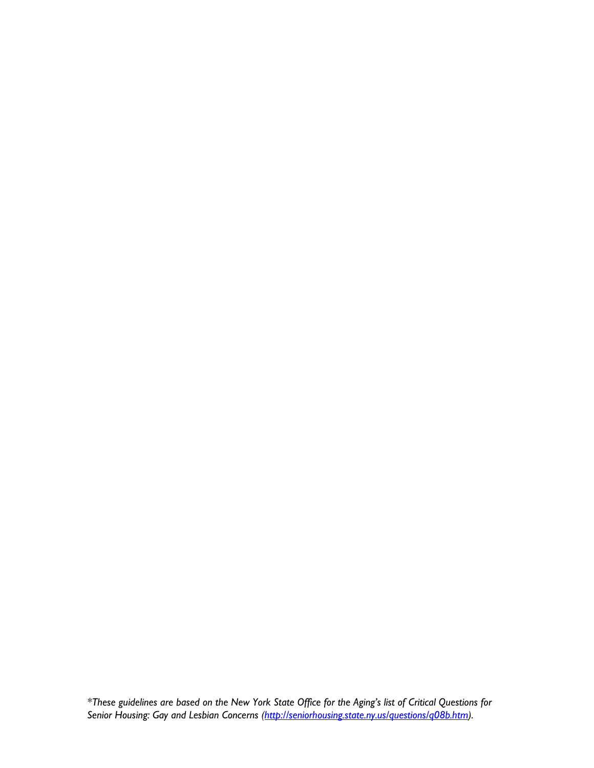*\*These guidelines are based on the New York State Office for the Aging's list of Critical Questions for Senior Housing: Gay and Lesbian Concerns ([http://seniorhousing.state.ny.us/questions/q08b.htm](http://seniorhousing.state.ny.us/questions/q08b.htm)).*